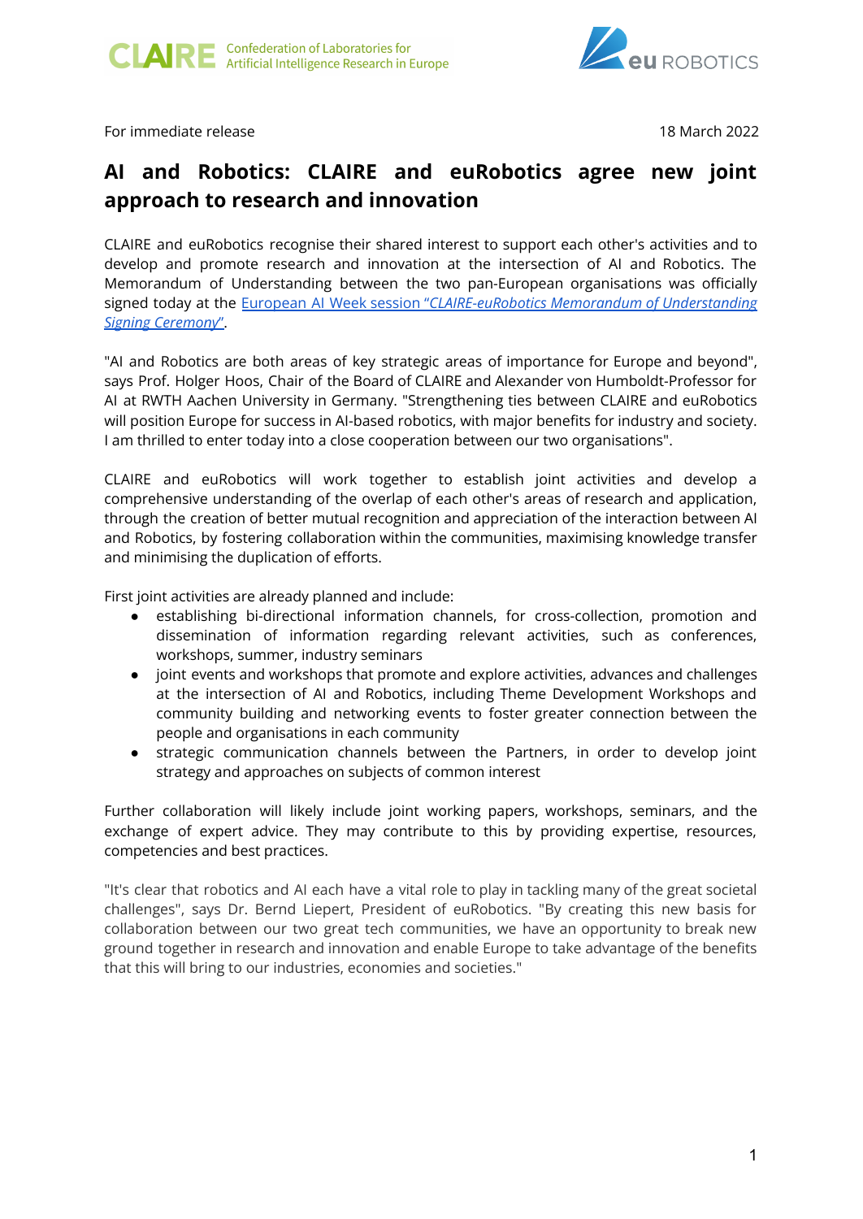CLAIRE Confederation of Laboratories for Artificial Intelligence Research in Europe

eu ROBOTICS

For immediate release

18 March 2022

# AI and Robotics: CLAIRE and euRobotics agree new joint approach to research and innovation

CLAIRE and euRobotics recognise their shared interest to support each other's activities and to develop and promote research and innovation at the intersection of AI and Robotics. The Memorandum of Understanding between the two pan-European organisations was officially signed today at the European AI Week session "*CLAIRE-euRobotics Memorandum of Understanding Signing Ceremony*".

"AI and Robotics are both areas of key strategic areas of importance for Europe and beyond", says Prof. Holger Hoos, Chair of the Board of CLAIRE and Alexander von Humboldt-Professor for AI at RWTH Aachen University in Germany. "Strengthening ties between CLAIRE and euRobotics will position Europe for success in AI-based robotics, with major benefits for industry and society. I am thrilled to enter today into a close cooperation between our two organisations".

CLAIRE and euRobotics will work together to establish joint activities and develop a comprehensive understanding of the overlap of each other's areas of research and application, through the creation of better mutual recognition and appreciation of the interaction between AI and Robotics, by fostering collaboration within the communities, maximising knowledge transfer and minimising the duplication of efforts.

First joint activities are already planned and include:

- establishing bi-directional information channels, for cross-collection, promotion and dissemination of information regarding relevant activities, such as conferences, workshops, summer, industry seminars
- joint events and workshops that promote and explore activities, advances and challenges at the intersection of AI and Robotics, including Theme Development Workshops and community building and networking events to foster greater connection between the people and organisations in each community
- strategic communication channels between the Partners, in order to develop joint strategy and approaches on subjects of common interest

Further collaboration will likely include joint working papers, workshops, seminars, and the exchange of expert advice. They may contribute to this by providing expertise, resources, competencies and best practices.

"It's clear that robotics and AI each have a vital role to play in tackling many of the great societal challenges", says Dr. Bernd Liepert, President of euRobotics. "By creating this new basis for collaboration between our two great tech communities, we have an opportunity to break new ground together in research and innovation and enable Europe to take advantage of the benefits that this will bring to our industries, economies and societies."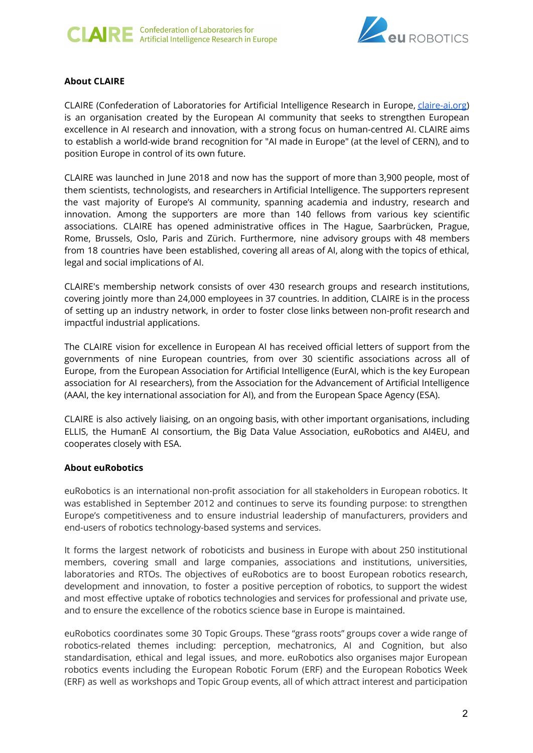**About CLAIRE**

CLAIRE (Confederation of Laboratories for Artificial Intelligence Research in Europe, [claire-ai.org](claire-ai.org)) is an organisation created by the European AI community that seeks to strengthen European excellence in AI research and innovation, with a strong focus on human-centred AI. CLAIRE aims to establish a world-wide brand recognition for "AI made in Europe" (at the level of CERN), and to position Europe in control of its own future.

CLAIRE was launched in June 2018 and now has the support of more than 3,900 people, most of them scientists, technologists, and researchers in Artificial Intelligence. The supporters represent the vast majority of Europe's AI community, spanning academia and industry, research and innovation. Among the supporters are more than 140 fellows from various key scientific associations. CLAIRE has opened administrative offices in The Hague, Saarbrücken, Prague, Rome, Brussels, Oslo, Paris and Zürich. Furthermore, nine advisory groups with 48 members from 18 countries have been established, covering all areas of AI, along with the topics of ethical, legal and social implications of AI.

CLAIRE's membership network consists of over 430 research groups and research institutions, covering jointly more than 24,000 employees in 37 countries. In addition, CLAIRE is in the process of setting up an industry network, in order to foster close links between non-profit research and impactful industrial applications.

The CLAIRE vision for excellence in European AI has received official letters of support from the governments of nine European countries, from over 30 scientific associations across all of Europe, from the European Association for Artificial Intelligence (EurAI, which is the key European association for AI researchers), from the Association for the Advancement of Artificial Intelligence (AAAI, the key international association for AI), and from the European Space Agency (ESA).

CLAIRE is also actively liaising, on an ongoing basis, with other important organisations, including ELLIS, the HumanE AI consortium, the Big Data Value Association, euRobotics and AI4EU, and cooperates closely with ESA.

**About euRobotics**

euRobotics is an international non-profit association for all stakeholders in European robotics. It was established in September 2012 and continues to serve its founding purpose: to strengthen Europe's competitiveness and to ensure industrial leadership of manufacturers, providers and end-users of robotics technology-based systems and services.

It forms the largest network of roboticists and business in Europe with about 250 institutional members, covering small and large companies, associations and institutions, universities, laboratories and RTOs. The objectives of euRobotics are to boost European robotics research, development and innovation, to foster a positive perception of robotics, to support the widest and most effective uptake of robotics technologies and services for professional and private use, and to ensure the excellence of the robotics science base in Europe is maintained.

euRobotics coordinates some 30 Topic Groups. These "grass roots" groups cover a wide range of robotics-related themes including: perception, mechatronics, AI and Cognition, but also standardisation, ethical and legal issues, and more. euRobotics also organises major European robotics events including the European Robotic Forum (ERF) and the European Robotics Week (ERF) as well as workshops and Topic Group events, all of which attract interest and participation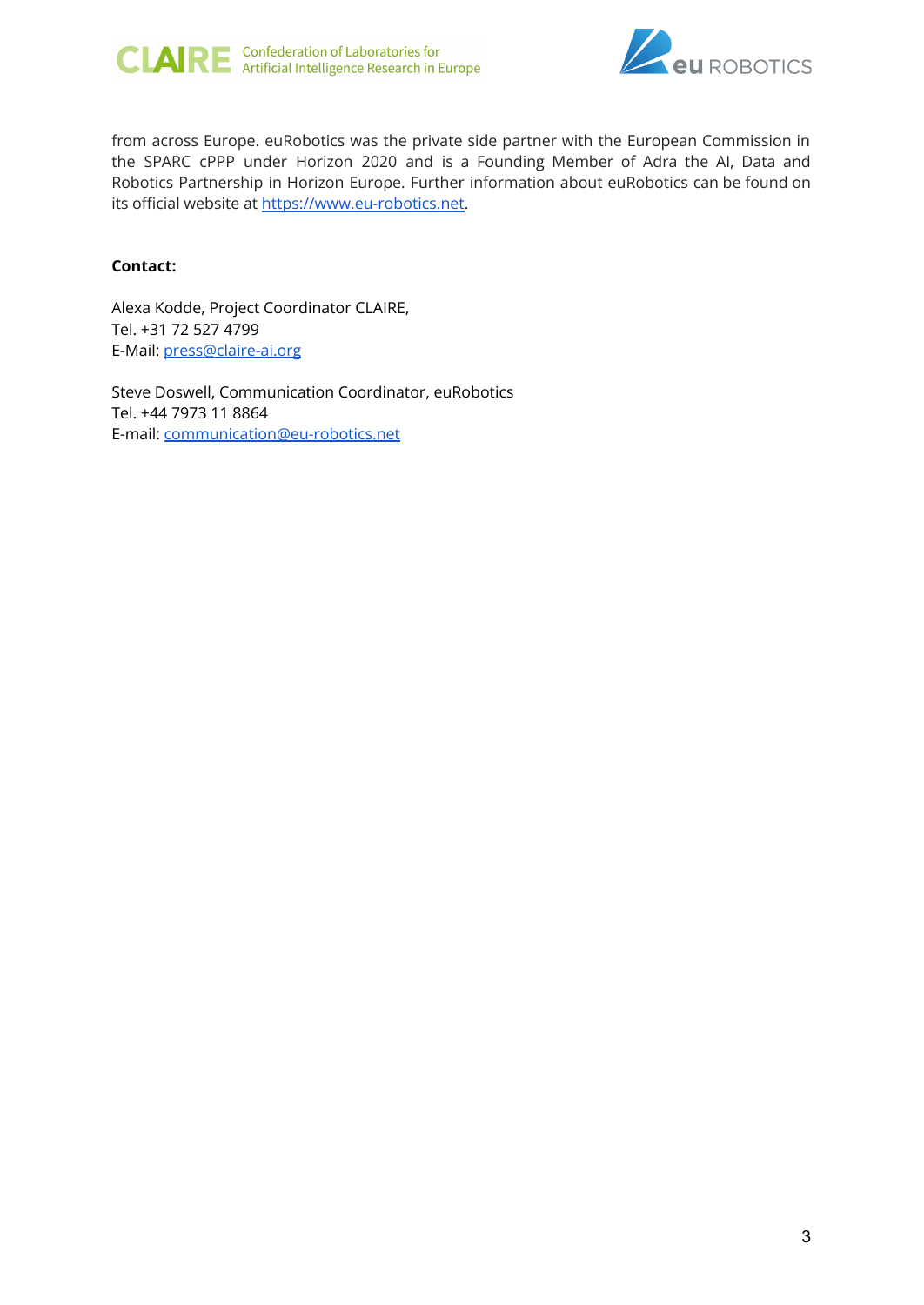from across Europe. euRobotics was the private side partner with the European Commission in the SPARC cPPP under Horizon 2020 and is a Founding Member of Adra the AI, Data and Robotics Partnership in Horizon Europe. Further information about euRobotics can be found on its official website at https://www.eu-robotics.net.

**Contact:**

Alexa Kodde, Project Coordinator CLAIRE,
Tel. +31 72 527 4799
E-Mail: press@claire-ai.org

Steve Doswell, Communication Coordinator, euRobotics
Tel. +44 7973 11 8864
E-mail: communication@eu-robotics.net